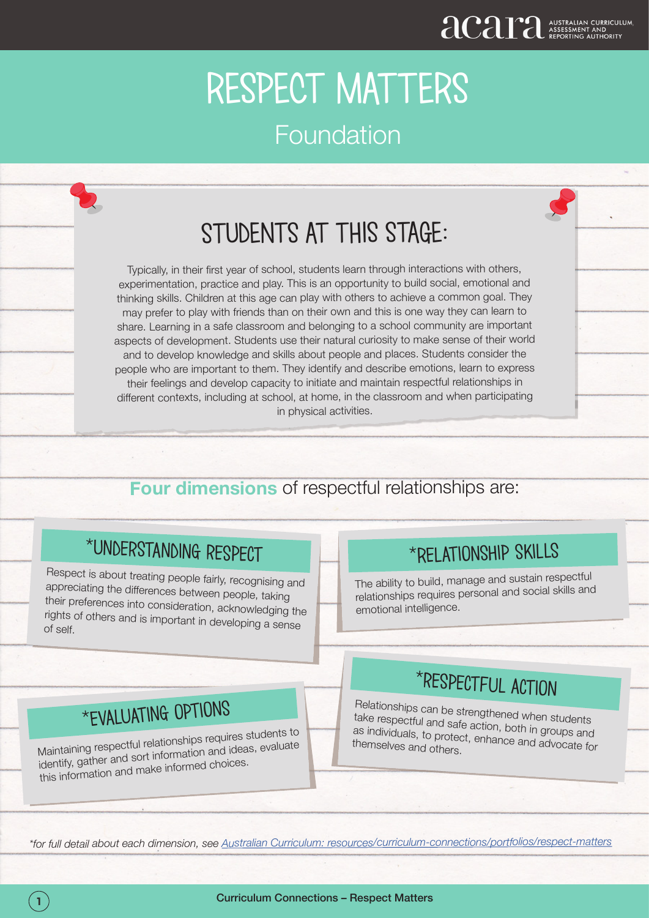# RESPECT MATTERS

## Foundation

## STUDENTS AT THIS STAGE:

Typically, in their first year of school, students learn through interactions with others, experimentation, practice and play. This is an opportunity to build social, emotional and thinking skills. Children at this age can play with others to achieve a common goal. They may prefer to play with friends than on their own and this is one way they can learn to share. Learning in a safe classroom and belonging to a school community are important aspects of development. Students use their natural curiosity to make sense of their world and to develop knowledge and skills about people and places. Students consider the people who are important to them. They identify and describe emotions, learn to express their feelings and develop capacity to initiate and maintain respectful relationships in different contexts, including at school, at home, in the classroom and when participating in physical activities.

**Four dimensions** of respectful relationships are:

### *UNDERSTANDING RESPECT

Respect is about treating people fairly, recognising and appreciating the differences between people, taking their preferences into consideration, acknowledging the rights of others and is important in developing a sense of self.

### *RELATIONSHIP SKILLS

The ability to build, manage and sustain respectful relationships requires personal and social skills and emotional intelligence.

### *EVALUATING OPTIONS

Maintaining respectful relationships requires students to identify, gather and sort information and ideas, evaluate this information and make informed choices.

### *RESPECTFUL ACTION

Relationships can be strengthened when students take respectful and safe action, both in groups and as individuals, to protect, enhance and advocate for themselves and others.

*\*for full detail about each dimension, see [Australian Curriculum: resources/curriculum-connections/portfolios/respect-matters](https://www.australiancurriculum.edu.au/resources/curriculum-connections/portfolios/respect-matters)*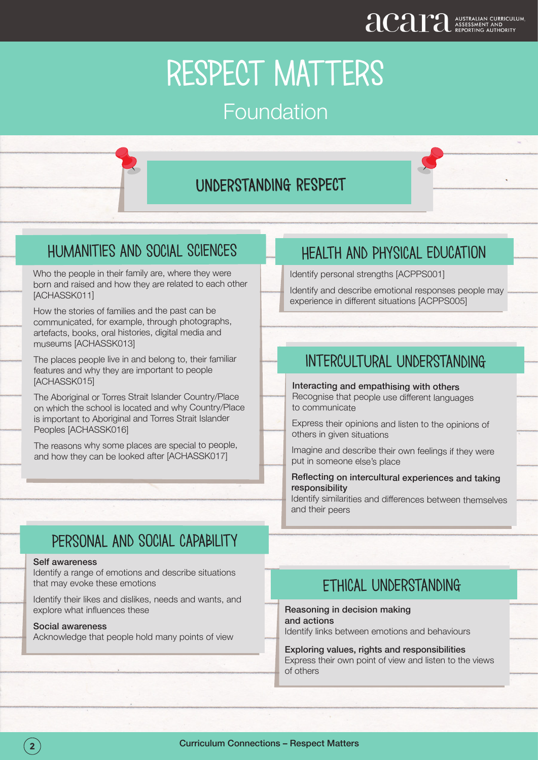# RESPECT MATTERS

## Foundation

## UNDERSTANDING RESPECT

### HUMANITIES AND SOCIAL SCIENCES

Who the people in their family are, where they were born and raised and how they are related to each other [ACHASSK011]

How the stories of families and the past can be communicated, for example, through photographs, artefacts, books, oral histories, digital media and museums [ACHASSK013]

The places people live in and belong to, their familiar features and why they are important to people [ACHASSK015]

The Aboriginal or Torres Strait Islander Country/Place on which the school is located and why Country/Place is important to Aboriginal and Torres Strait Islander Peoples [ACHASSK016]

The reasons why some places are special to people, and how they can be looked after [ACHASSK017]

### HEALTH AND PHYSICAL EDUCATION

Identify personal strengths [ACPPS001]

Identify and describe emotional responses people may experience in different situations [ACPPS005]

### INTERCULTURAL UNDERSTANDING

**Interacting and empathising with others**
Recognise that people use different languages to communicate

Express their opinions and listen to the opinions of others in given situations

Imagine and describe their own feelings if they were put in someone else's place

**Reflecting on intercultural experiences and taking responsibility**
Identify similarities and differences between themselves and their peers

### PERSONAL AND SOCIAL CAPABILITY

**Self awareness**
Identify a range of emotions and describe situations that may evoke these emotions

Identify their likes and dislikes, needs and wants, and explore what influences these

**Social awareness**
Acknowledge that people hold many points of view

### ETHICAL UNDERSTANDING

**Reasoning in decision making and actions**
Identify links between emotions and behaviours

**Exploring values, rights and responsibilities**
Express their own point of view and listen to the views of others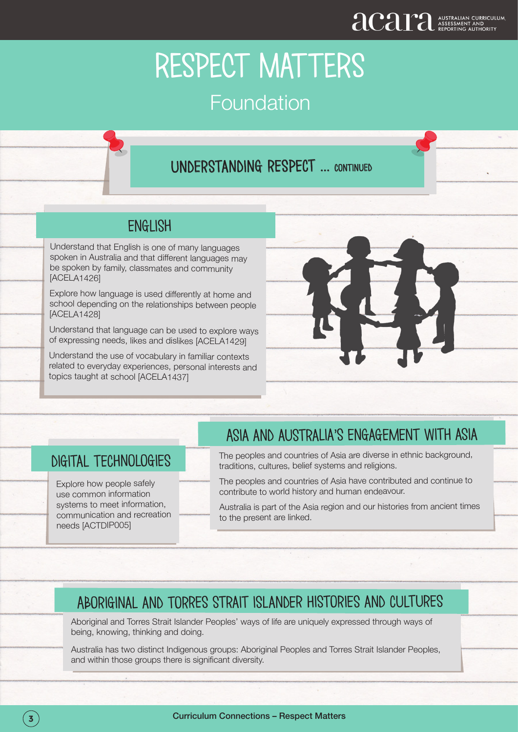# RESPECT MATTERS

## Foundation

### UNDERSTANDING RESPECT ... CONTINUED

### ENGLISH

Understand that English is one of many languages spoken in Australia and that different languages may be spoken by family, classmates and community [ACELA1426]

Explore how language is used differently at home and school depending on the relationships between people [ACELA1428]

Understand that language can be used to explore ways of expressing needs, likes and dislikes [ACELA1429]

Understand the use of vocabulary in familiar contexts related to everyday experiences, personal interests and topics taught at school [ACELA1437]

### DIGITAL TECHNOLOGIES

Explore how people safely use common information systems to meet information, communication and recreation needs [ACTDIP005]

### ASIA AND AUSTRALIA'S ENGAGEMENT WITH ASIA

The peoples and countries of Asia are diverse in ethnic background, traditions, cultures, belief systems and religions.

The peoples and countries of Asia have contributed and continue to contribute to world history and human endeavour.

Australia is part of the Asia region and our histories from ancient times to the present are linked.

### ABORIGINAL AND TORRES STRAIT ISLANDER HISTORIES AND CULTURES

Aboriginal and Torres Strait Islander Peoples' ways of life are uniquely expressed through ways of being, knowing, thinking and doing.

Australia has two distinct Indigenous groups: Aboriginal Peoples and Torres Strait Islander Peoples, and within those groups there is significant diversity.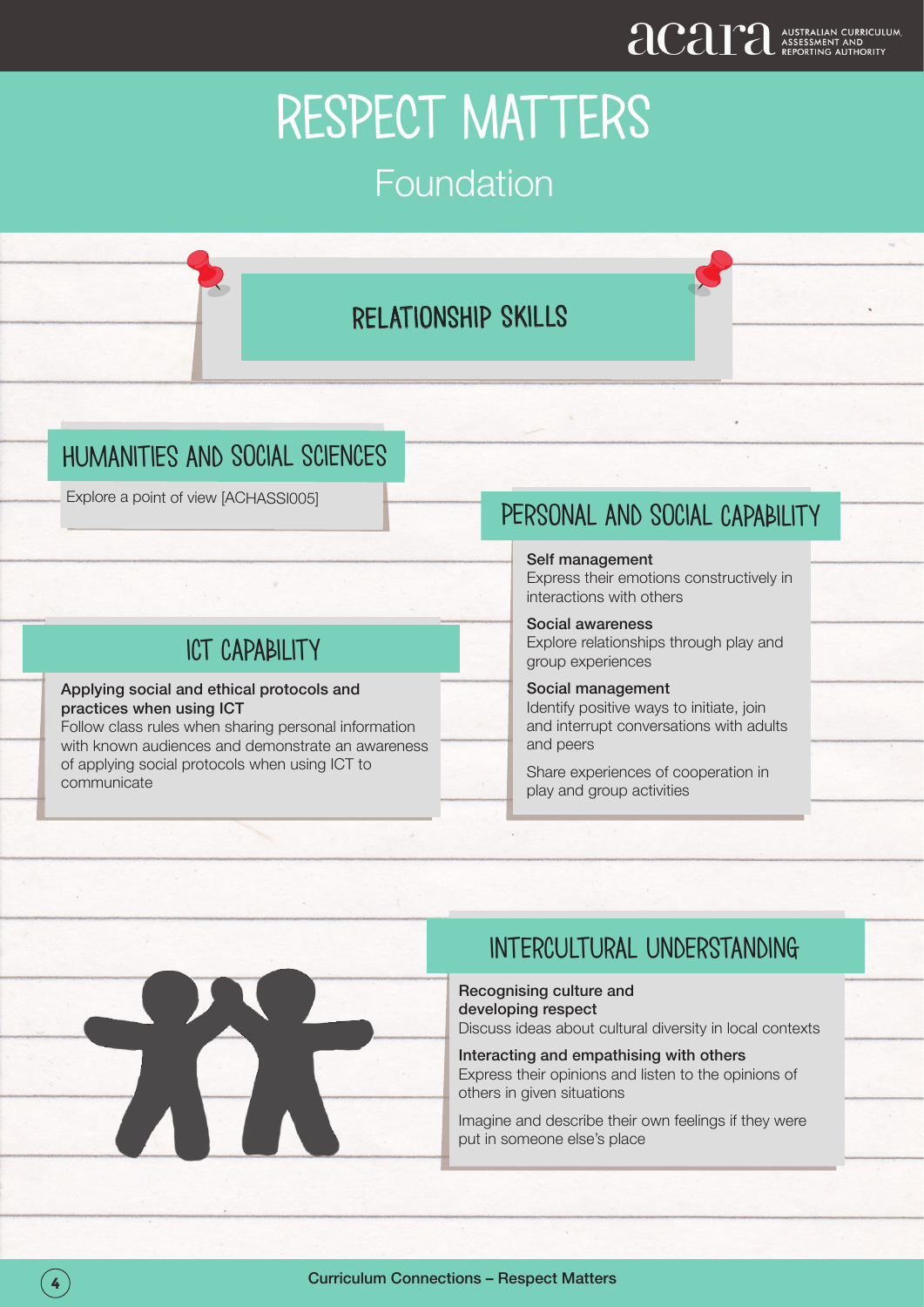# RESPECT MATTERS

## Foundation

## RELATIONSHIP SKILLS

### HUMANITIES AND SOCIAL SCIENCES

Explore a point of view [ACHASSI005]

### ICT CAPABILITY

**Applying social and ethical protocols and practices when using ICT**
Follow class rules when sharing personal information with known audiences and demonstrate an awareness of applying social protocols when using ICT to communicate

### PERSONAL AND SOCIAL CAPABILITY

**Self management**
Express their emotions constructively in interactions with others

**Social awareness**
Explore relationships through play and group experiences

**Social management**
Identify positive ways to initiate, join and interrupt conversations with adults and peers

Share experiences of cooperation in play and group activities

### INTERCULTURAL UNDERSTANDING

**Recognising culture and developing respect**
Discuss ideas about cultural diversity in local contexts

**Interacting and empathising with others**
Express their opinions and listen to the opinions of others in given situations

Imagine and describe their own feelings if they were put in someone else's place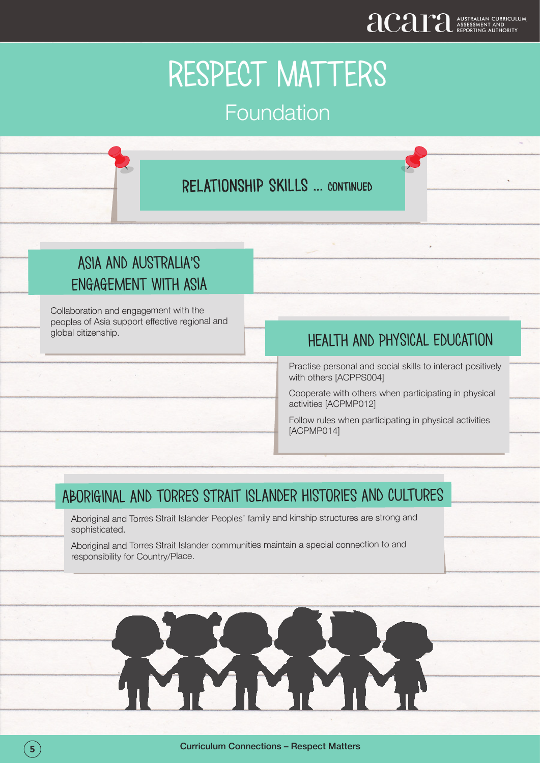# RESPECT MATTERS

## Foundation

### RELATIONSHIP SKILLS ... CONTINUED

### ASIA AND AUSTRALIA'S ENGAGEMENT WITH ASIA

Collaboration and engagement with the peoples of Asia support effective regional and global citizenship.

### HEALTH AND PHYSICAL EDUCATION

Practise personal and social skills to interact positively with others [ACPPS004]

Cooperate with others when participating in physical activities [ACPMP012]

Follow rules when participating in physical activities [ACPMP014]

### ABORIGINAL AND TORRES STRAIT ISLANDER HISTORIES AND CULTURES

Aboriginal and Torres Strait Islander Peoples' family and kinship structures are strong and sophisticated.

Aboriginal and Torres Strait Islander communities maintain a special connection to and responsibility for Country/Place.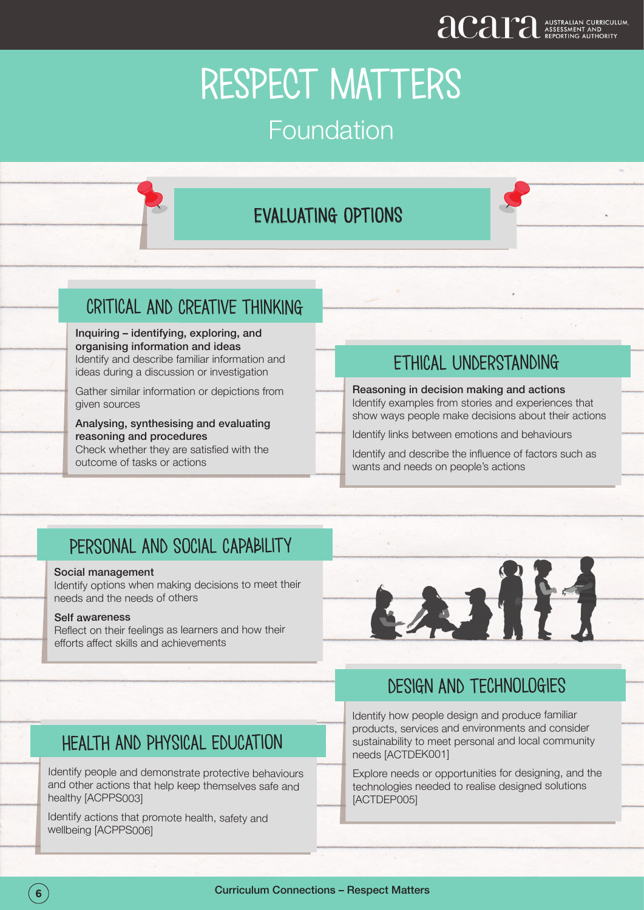# RESPECT MATTERS

## Foundation

## EVALUATING OPTIONS

### CRITICAL AND CREATIVE THINKING

**Inquiring – identifying, exploring, and organising information and ideas**
Identify and describe familiar information and ideas during a discussion or investigation

Gather similar information or depictions from given sources

**Analysing, synthesising and evaluating reasoning and procedures**
Check whether they are satisfied with the outcome of tasks or actions

### ETHICAL UNDERSTANDING

**Reasoning in decision making and actions**
Identify examples from stories and experiences that show ways people make decisions about their actions

Identify links between emotions and behaviours

Identify and describe the influence of factors such as wants and needs on people's actions

### PERSONAL AND SOCIAL CAPABILITY

**Social management**
Identify options when making decisions to meet their needs and the needs of others

**Self awareness**
Reflect on their feelings as learners and how their efforts affect skills and achievements

### DESIGN AND TECHNOLOGIES

Identify how people design and produce familiar products, services and environments and consider sustainability to meet personal and local community needs [ACTDEK001]

Explore needs or opportunities for designing, and the technologies needed to realise designed solutions [ACTDEP005]

### HEALTH AND PHYSICAL EDUCATION

Identify people and demonstrate protective behaviours and other actions that help keep themselves safe and healthy [ACPPS003]

Identify actions that promote health, safety and wellbeing [ACPPS006]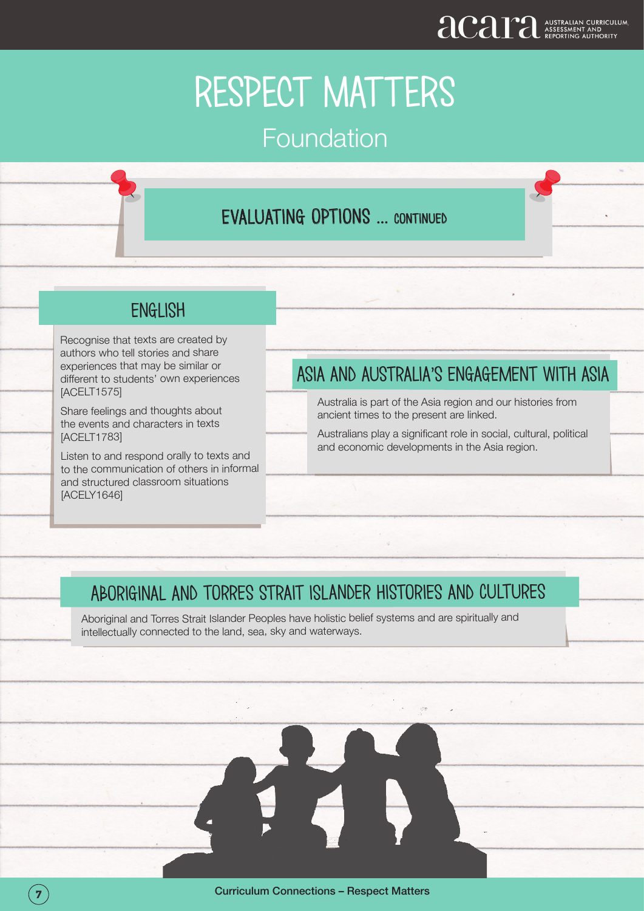# RESPECT MATTERS

## Foundation

### EVALUATING OPTIONS ... CONTINUED

### ENGLISH

Recognise that texts are created by authors who tell stories and share experiences that may be similar or different to students' own experiences [ACELT1575]

Share feelings and thoughts about the events and characters in texts [ACELT1783]

Listen to and respond orally to texts and to the communication of others in informal and structured classroom situations [ACELY1646]

### ASIA AND AUSTRALIA'S ENGAGEMENT WITH ASIA

Australia is part of the Asia region and our histories from ancient times to the present are linked.

Australians play a significant role in social, cultural, political and economic developments in the Asia region.

### ABORIGINAL AND TORRES STRAIT ISLANDER HISTORIES AND CULTURES

Aboriginal and Torres Strait Islander Peoples have holistic belief systems and are spiritually and intellectually connected to the land, sea, sky and waterways.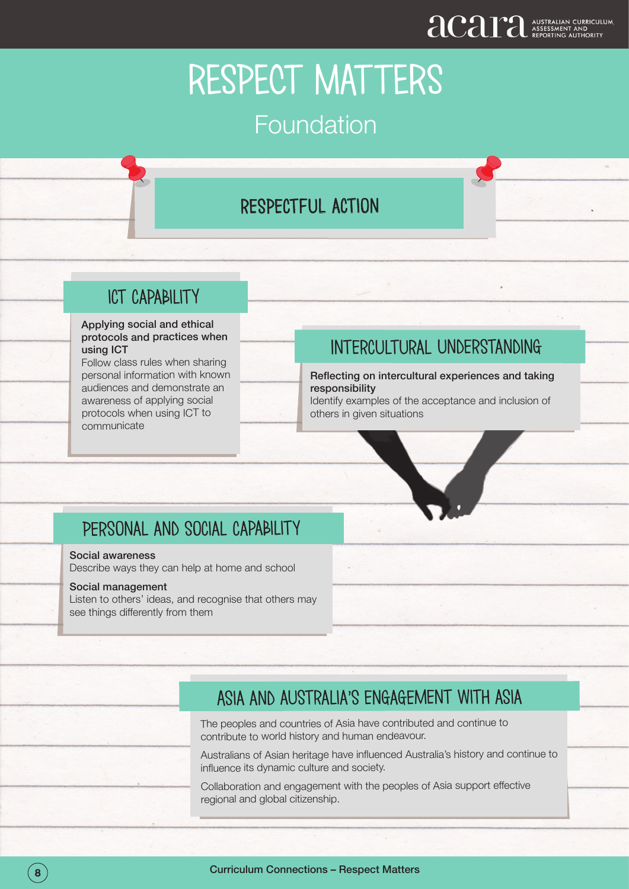# RESPECT MATTERS

## Foundation

## RESPECTFUL ACTION

### ICT CAPABILITY

**Applying social and ethical protocols and practices when using ICT**
Follow class rules when sharing personal information with known audiences and demonstrate an awareness of applying social protocols when using ICT to communicate

### INTERCULTURAL UNDERSTANDING

**Reflecting on intercultural experiences and taking responsibility**
Identify examples of the acceptance and inclusion of others in given situations

### PERSONAL AND SOCIAL CAPABILITY

**Social awareness**
Describe ways they can help at home and school

**Social management**
Listen to others' ideas, and recognise that others may see things differently from them

### ASIA AND AUSTRALIA'S ENGAGEMENT WITH ASIA

The peoples and countries of Asia have contributed and continue to contribute to world history and human endeavour.

Australians of Asian heritage have influenced Australia's history and continue to influence its dynamic culture and society.

Collaboration and engagement with the peoples of Asia support effective regional and global citizenship.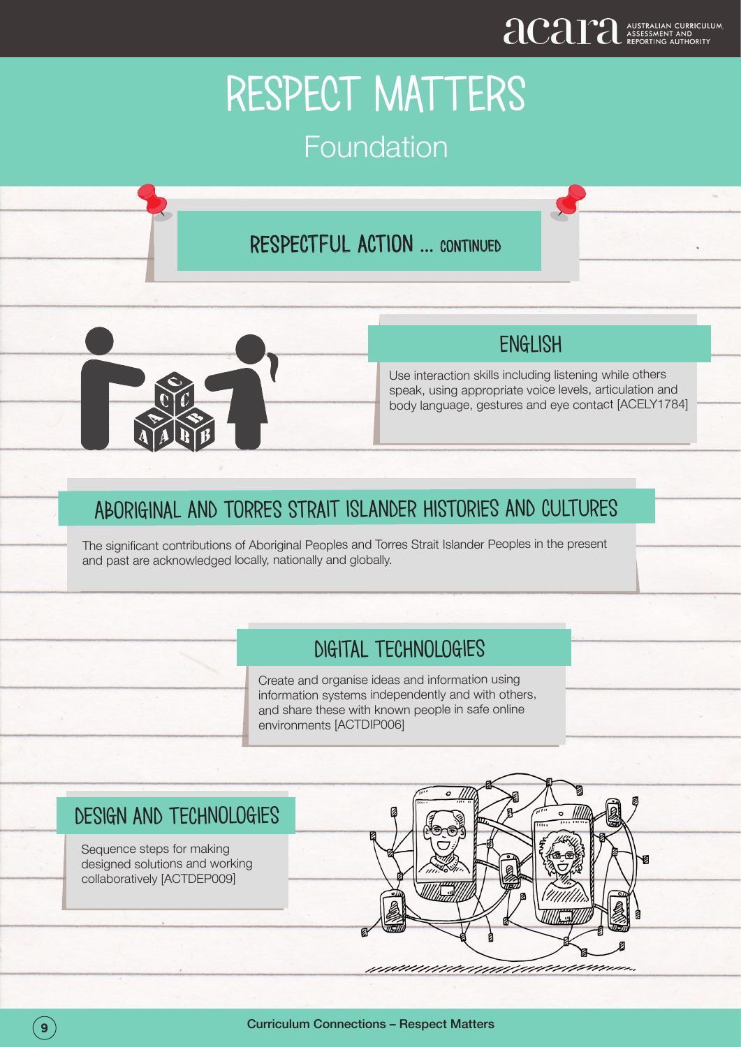# RESPECT MATTERS

## Foundation

### RESPECTFUL ACTION ... CONTINUED

### ENGLISH

Use interaction skills including listening while others speak, using appropriate voice levels, articulation and body language, gestures and eye contact [ACELY1784]

### ABORIGINAL AND TORRES STRAIT ISLANDER HISTORIES AND CULTURES

The significant contributions of Aboriginal Peoples and Torres Strait Islander Peoples in the present and past are acknowledged locally, nationally and globally.

### DIGITAL TECHNOLOGIES

Create and organise ideas and information using information systems independently and with others, and share these with known people in safe online environments [ACTDIP006]

### DESIGN AND TECHNOLOGIES

Sequence steps for making designed solutions and working collaboratively [ACTDEP009]